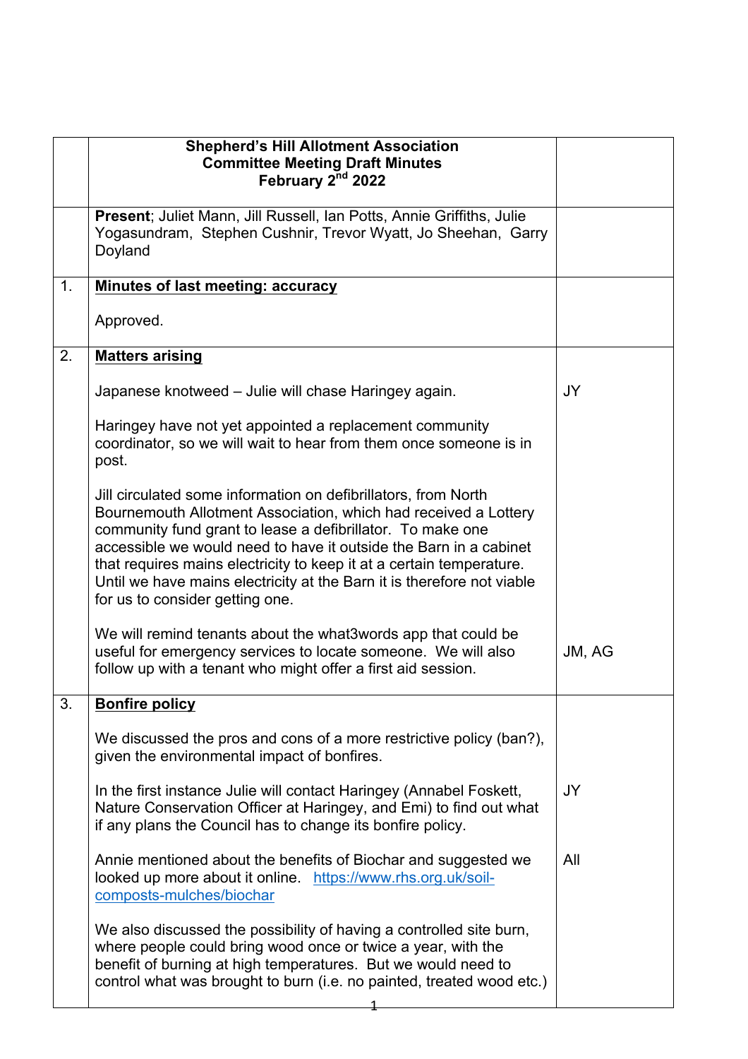| | **Shepherd's Hill Allotment Association**<br>**Committee Meeting Draft Minutes**<br>**February 2nd 2022** | |
|---|---|---|
| | **Present**; Juliet Mann, Jill Russell, Ian Potts, Annie Griffiths, Julie Yogasundram, Stephen Cushnir, Trevor Wyatt, Jo Sheehan, Garry Doyland | |
| 1. | **Minutes of last meeting: accuracy**<br><br>Approved. | |
| 2. | **Matters arising**<br><br>Japanese knotweed – Julie will chase Haringey again.<br><br>Haringey have not yet appointed a replacement community coordinator, so we will wait to hear from them once someone is in post.<br><br>Jill circulated some information on defibrillators, from North Bournemouth Allotment Association, which had received a Lottery community fund grant to lease a defibrillator. To make one accessible we would need to have it outside the Barn in a cabinet that requires mains electricity to keep it at a certain temperature. Until we have mains electricity at the Barn it is therefore not viable for us to consider getting one.<br><br>We will remind tenants about the what3words app that could be useful for emergency services to locate someone. We will also follow up with a tenant who might offer a first aid session. | JY<br><br><br><br><br><br><br><br><br><br><br><br><br><br>JM, AG |
| 3. | **Bonfire policy**<br><br>We discussed the pros and cons of a more restrictive policy (ban?), given the environmental impact of bonfires.<br><br>In the first instance Julie will contact Haringey (Annabel Foskett, Nature Conservation Officer at Haringey, and Emi) to find out what if any plans the Council has to change its bonfire policy.<br><br>Annie mentioned about the benefits of Biochar and suggested we looked up more about it online. https://www.rhs.org.uk/soil-composts-mulches/biochar<br><br>We also discussed the possibility of having a controlled site burn, where people could bring wood once or twice a year, with the benefit of burning at high temperatures. But we would need to control what was brought to burn (i.e. no painted, treated wood etc.) | <br><br><br><br><br>JY<br><br><br><br>All |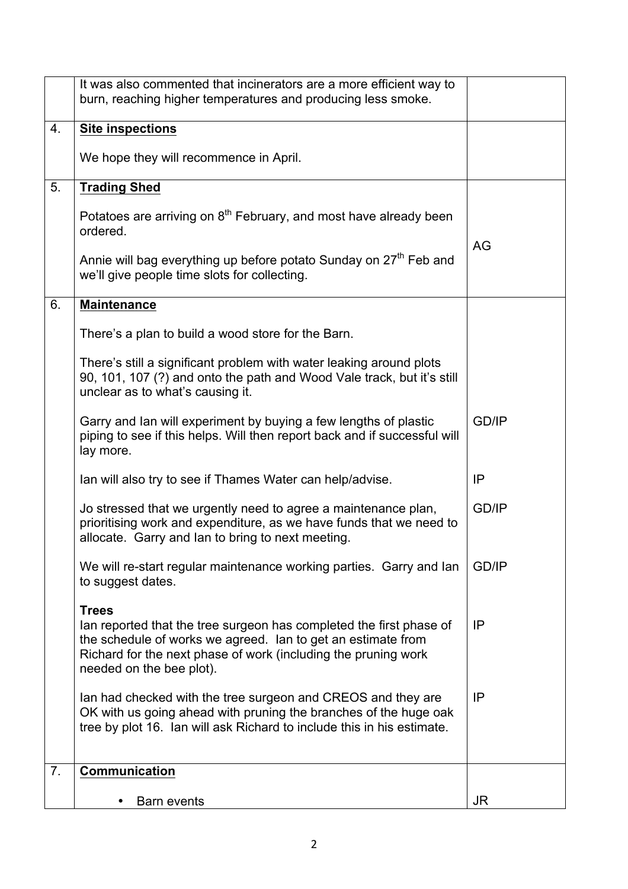| | | |
|---|---|---|
| | It was also commented that incinerators are a more efficient way to burn, reaching higher temperatures and producing less smoke. | |
| 4. | **Site inspections**<br><br>We hope they will recommence in April. | |
| 5. | **Trading Shed**<br><br>Potatoes are arriving on 8th February, and most have already been ordered.<br><br>Annie will bag everything up before potato Sunday on 27th Feb and we'll give people time slots for collecting. | AG |
| 6. | **Maintenance**<br><br>There's a plan to build a wood store for the Barn.<br><br>There's still a significant problem with water leaking around plots 90, 101, 107 (?) and onto the path and Wood Vale track, but it's still unclear as to what's causing it. | |
| | Garry and Ian will experiment by buying a few lengths of plastic piping to see if this helps. Will then report back and if successful will lay more. | GD/IP |
| | Ian will also try to see if Thames Water can help/advise. | IP |
| | Jo stressed that we urgently need to agree a maintenance plan, prioritising work and expenditure, as we have funds that we need to allocate. Garry and Ian to bring to next meeting. | GD/IP |
| | We will re-start regular maintenance working parties. Garry and Ian to suggest dates. | GD/IP |
| | **Trees**<br>Ian reported that the tree surgeon has completed the first phase of the schedule of works we agreed. Ian to get an estimate from Richard for the next phase of work (including the pruning work needed on the bee plot). | IP |
| | Ian had checked with the tree surgeon and CREOS and they are OK with us going ahead with pruning the branches of the huge oak tree by plot 16. Ian will ask Richard to include this in his estimate. | IP |
| 7. | **Communication**<br><br>• Barn events | JR |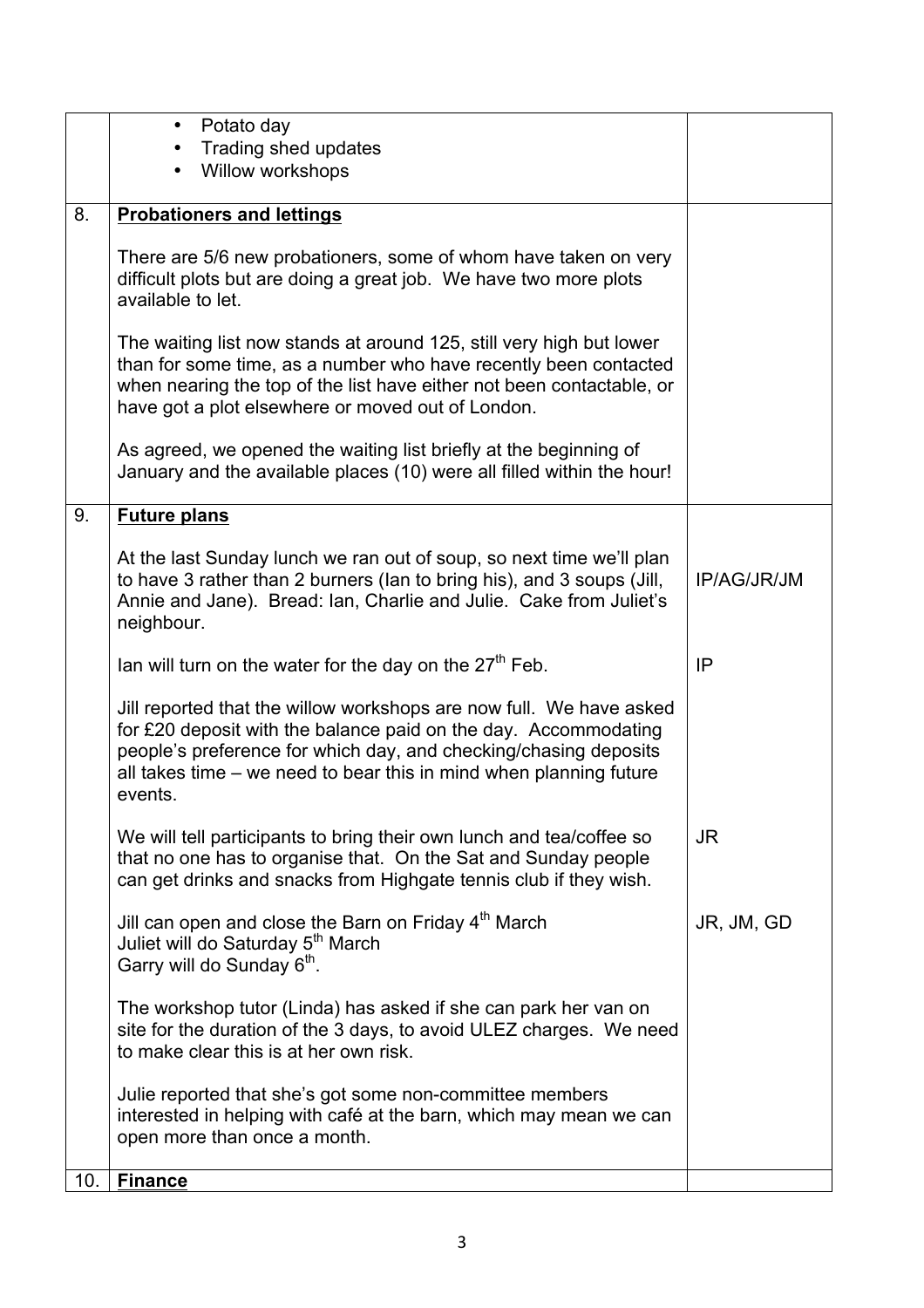| | | |
|---|---|---|
| | • Potato day<br>• Trading shed updates<br>• Willow workshops | |
| 8. | **<u>Probationers and lettings</u>**<br><br>There are 5/6 new probationers, some of whom have taken on very difficult plots but are doing a great job. We have two more plots available to let.<br><br>The waiting list now stands at around 125, still very high but lower than for some time, as a number who have recently been contacted when nearing the top of the list have either not been contactable, or have got a plot elsewhere or moved out of London.<br><br>As agreed, we opened the waiting list briefly at the beginning of January and the available places (10) were all filled within the hour! | |
| 9. | **<u>Future plans</u>** | |
| | At the last Sunday lunch we ran out of soup, so next time we'll plan to have 3 rather than 2 burners (Ian to bring his), and 3 soups (Jill, Annie and Jane). Bread: Ian, Charlie and Julie. Cake from Juliet's neighbour. | IP/AG/JR/JM |
| | Ian will turn on the water for the day on the 27th Feb. | IP |
| | Jill reported that the willow workshops are now full. We have asked for £20 deposit with the balance paid on the day. Accommodating people's preference for which day, and checking/chasing deposits all takes time – we need to bear this in mind when planning future events. | |
| | We will tell participants to bring their own lunch and tea/coffee so that no one has to organise that. On the Sat and Sunday people can get drinks and snacks from Highgate tennis club if they wish. | JR |
| | Jill can open and close the Barn on Friday 4th March<br>Juliet will do Saturday 5th March<br>Garry will do Sunday 6th. | JR, JM, GD |
| | The workshop tutor (Linda) has asked if she can park her van on site for the duration of the 3 days, to avoid ULEZ charges. We need to make clear this is at her own risk. | |
| | Julie reported that she's got some non-committee members interested in helping with café at the barn, which may mean we can open more than once a month. | |
| 10. | **<u>Finance</u>** | |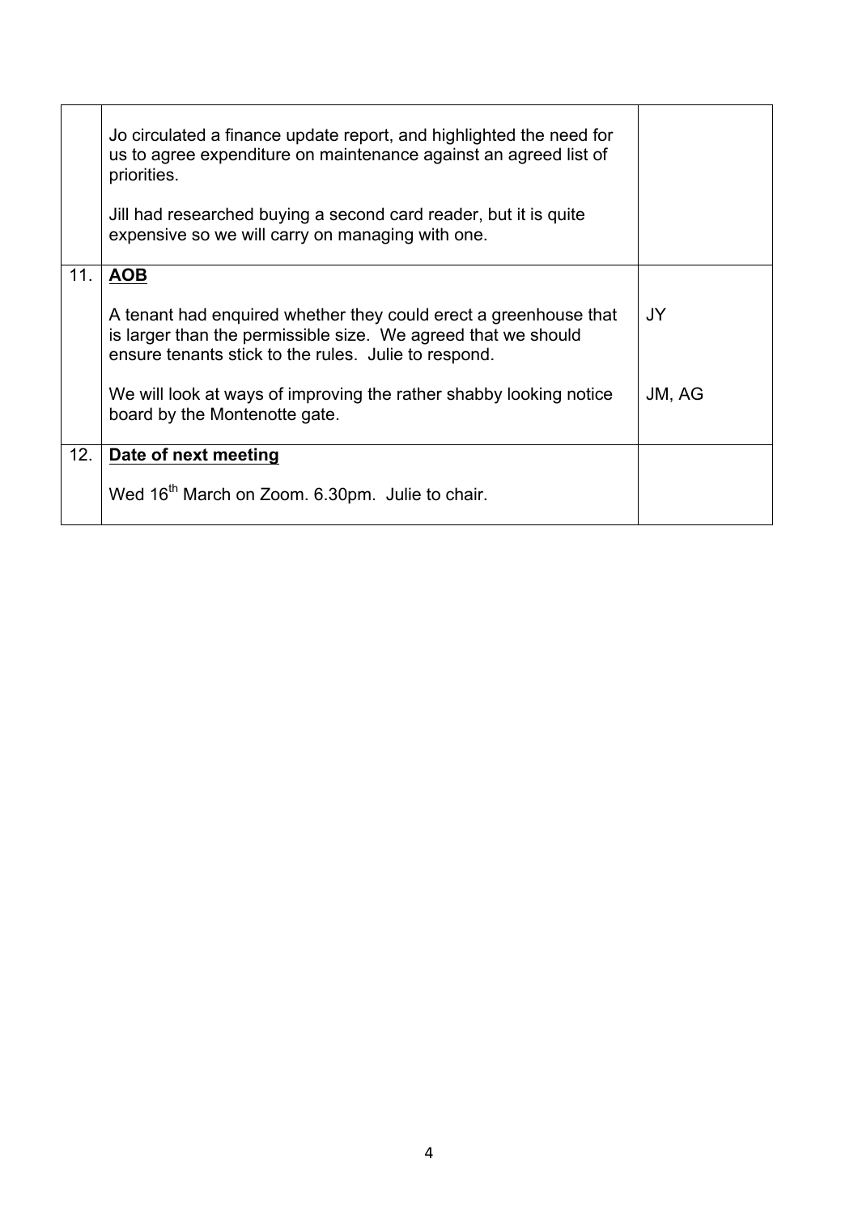| | | |
|---|---|---|
| | Jo circulated a finance update report, and highlighted the need for us to agree expenditure on maintenance against an agreed list of priorities.<br><br>Jill had researched buying a second card reader, but it is quite expensive so we will carry on managing with one. | |
| 11. | **AOB**<br><br>A tenant had enquired whether they could erect a greenhouse that is larger than the permissible size. We agreed that we should ensure tenants stick to the rules. Julie to respond.<br><br>We will look at ways of improving the rather shabby looking notice board by the Montenotte gate. | <br><br>JY<br><br><br>JM, AG |
| 12. | **Date of next meeting**<br><br>Wed 16th March on Zoom. 6.30pm. Julie to chair. | |